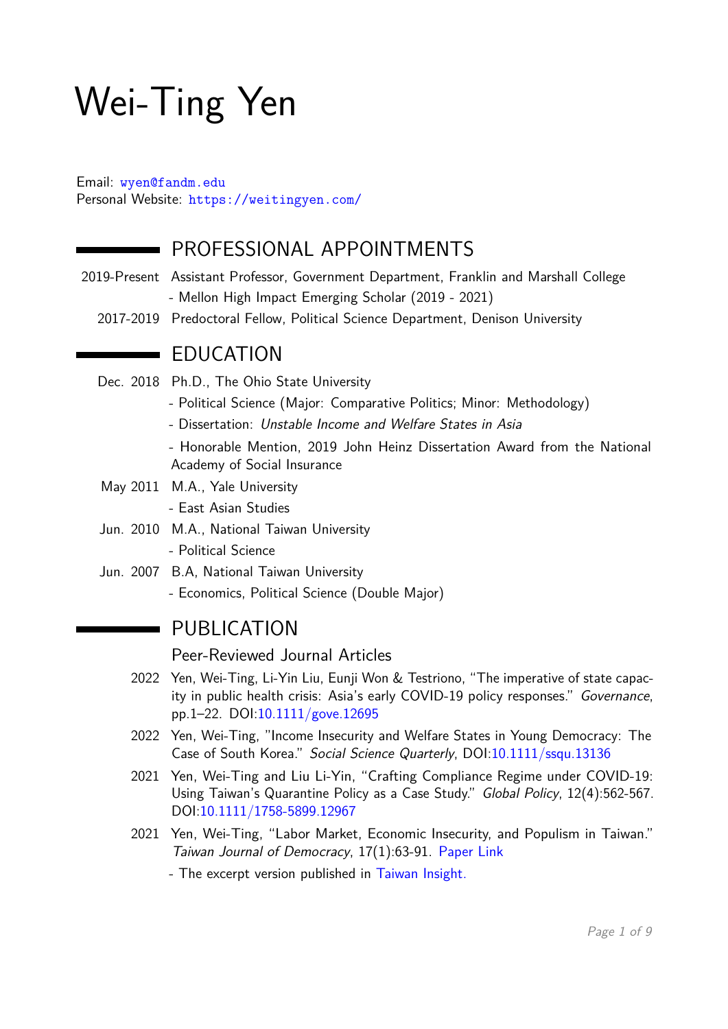# Wei-Ting Yen

Email: wyen@fandm.edu
Personal Website: https://weitingyen.com/

## PROFESSIONAL APPOINTMENTS

2019-Present Assistant Professor, Government Department, Franklin and Marshall College
- Mellon High Impact Emerging Scholar (2019 - 2021)

2017-2019 Predoctoral Fellow, Political Science Department, Denison University

## EDUCATION

Dec. 2018 Ph.D., The Ohio State University
- Political Science (Major: Comparative Politics; Minor: Methodology)
- Dissertation: *Unstable Income and Welfare States in Asia*
- Honorable Mention, 2019 John Heinz Dissertation Award from the National Academy of Social Insurance

May 2011 M.A., Yale University
- East Asian Studies

Jun. 2010 M.A., National Taiwan University
- Political Science

Jun. 2007 B.A, National Taiwan University
- Economics, Political Science (Double Major)

## PUBLICATION

### Peer-Reviewed Journal Articles

2022 Yen, Wei-Ting, Li-Yin Liu, Eunji Won & Testriono, "The imperative of state capacity in public health crisis: Asia's early COVID-19 policy responses." *Governance*, pp.1–22. DOI:10.1111/gove.12695

2022 Yen, Wei-Ting, "Income Insecurity and Welfare States in Young Democracy: The Case of South Korea." *Social Science Quarterly*, DOI:10.1111/ssqu.13136

2021 Yen, Wei-Ting and Liu Li-Yin, "Crafting Compliance Regime under COVID-19: Using Taiwan's Quarantine Policy as a Case Study." *Global Policy*, 12(4):562-567. DOI:10.1111/1758-5899.12967

2021 Yen, Wei-Ting, "Labor Market, Economic Insecurity, and Populism in Taiwan." *Taiwan Journal of Democracy*, 17(1):63-91. Paper Link
- The excerpt version published in Taiwan Insight.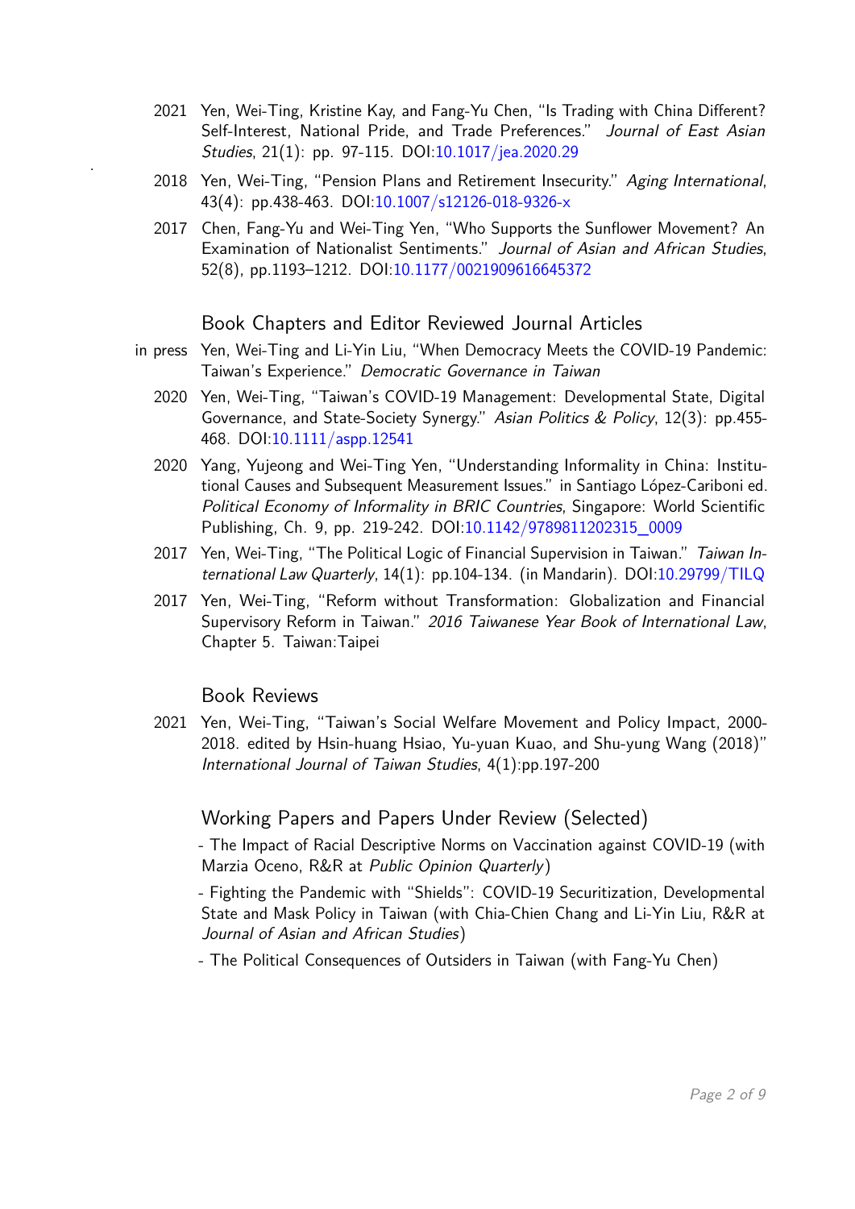2021 Yen, Wei-Ting, Kristine Kay, and Fang-Yu Chen, "Is Trading with China Different? Self-Interest, National Pride, and Trade Preferences." *Journal of East Asian Studies*, 21(1): pp. 97-115. DOI:10.1017/jea.2020.29

2018 Yen, Wei-Ting, "Pension Plans and Retirement Insecurity." *Aging International*, 43(4): pp.438-463. DOI:10.1007/s12126-018-9326-x

2017 Chen, Fang-Yu and Wei-Ting Yen, "Who Supports the Sunflower Movement? An Examination of Nationalist Sentiments." *Journal of Asian and African Studies*, 52(8), pp.1193–1212. DOI:10.1177/0021909616645372

## Book Chapters and Editor Reviewed Journal Articles

in press Yen, Wei-Ting and Li-Yin Liu, "When Democracy Meets the COVID-19 Pandemic: Taiwan's Experience." *Democratic Governance in Taiwan*

2020 Yen, Wei-Ting, "Taiwan's COVID-19 Management: Developmental State, Digital Governance, and State-Society Synergy." *Asian Politics & Policy*, 12(3): pp.455-468. DOI:10.1111/aspp.12541

2020 Yang, Yujeong and Wei-Ting Yen, "Understanding Informality in China: Institutional Causes and Subsequent Measurement Issues." in Santiago López-Cariboni ed. *Political Economy of Informality in BRIC Countries*, Singapore: World Scientific Publishing, Ch. 9, pp. 219-242. DOI:10.1142/9789811202315_0009

2017 Yen, Wei-Ting, "The Political Logic of Financial Supervision in Taiwan." *Taiwan International Law Quarterly*, 14(1): pp.104-134. (in Mandarin). DOI:10.29799/TILQ

2017 Yen, Wei-Ting, "Reform without Transformation: Globalization and Financial Supervisory Reform in Taiwan." *2016 Taiwanese Year Book of International Law*, Chapter 5. Taiwan:Taipei

## Book Reviews

2021 Yen, Wei-Ting, "Taiwan's Social Welfare Movement and Policy Impact, 2000-2018. edited by Hsin-huang Hsiao, Yu-yuan Kuao, and Shu-yung Wang (2018)" *International Journal of Taiwan Studies*, 4(1):pp.197-200

## Working Papers and Papers Under Review (Selected)

- The Impact of Racial Descriptive Norms on Vaccination against COVID-19 (with Marzia Oceno, R&R at *Public Opinion Quarterly*)
- Fighting the Pandemic with "Shields": COVID-19 Securitization, Developmental State and Mask Policy in Taiwan (with Chia-Chien Chang and Li-Yin Liu, R&R at *Journal of Asian and African Studies*)
- The Political Consequences of Outsiders in Taiwan (with Fang-Yu Chen)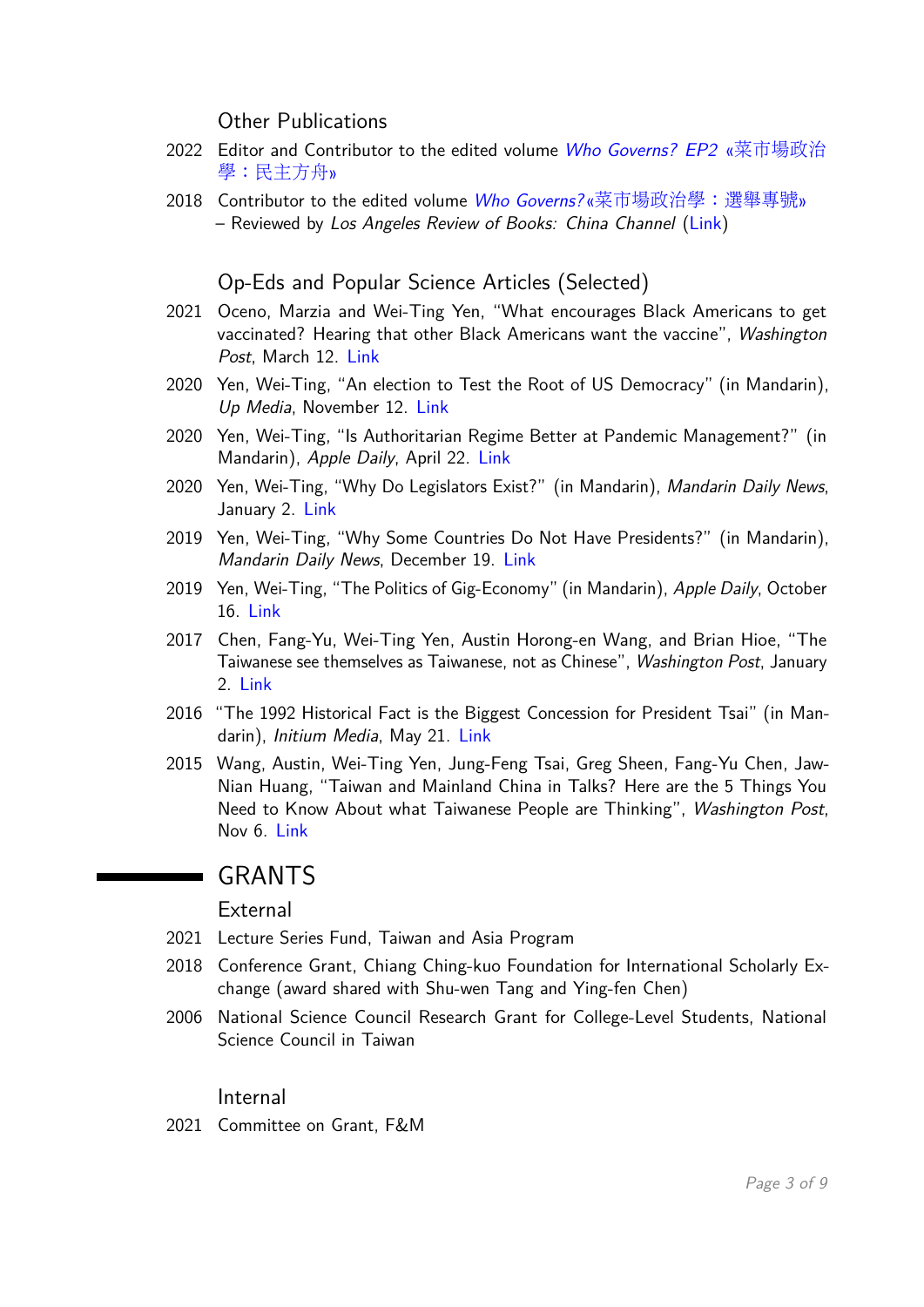### Other Publications

2022 Editor and Contributor to the edited volume *Who Governs? EP2* «菜市場政治學：民主方舟»

2018 Contributor to the edited volume *Who Governs?*«菜市場政治學：選舉專號»
– Reviewed by *Los Angeles Review of Books: China Channel* (Link)

### Op-Eds and Popular Science Articles (Selected)

2021 Oceno, Marzia and Wei-Ting Yen, "What encourages Black Americans to get vaccinated? Hearing that other Black Americans want the vaccine", *Washington Post*, March 12. Link

2020 Yen, Wei-Ting, "An election to Test the Root of US Democracy" (in Mandarin), *Up Media*, November 12. Link

2020 Yen, Wei-Ting, "Is Authoritarian Regime Better at Pandemic Management?" (in Mandarin), *Apple Daily*, April 22. Link

2020 Yen, Wei-Ting, "Why Do Legislators Exist?" (in Mandarin), *Mandarin Daily News*, January 2. Link

2019 Yen, Wei-Ting, "Why Some Countries Do Not Have Presidents?" (in Mandarin), *Mandarin Daily News*, December 19. Link

2019 Yen, Wei-Ting, "The Politics of Gig-Economy" (in Mandarin), *Apple Daily*, October 16. Link

2017 Chen, Fang-Yu, Wei-Ting Yen, Austin Horong-en Wang, and Brian Hioe, "The Taiwanese see themselves as Taiwanese, not as Chinese", *Washington Post*, January 2. Link

2016 "The 1992 Historical Fact is the Biggest Concession for President Tsai" (in Mandarin), *Initium Media*, May 21. Link

2015 Wang, Austin, Wei-Ting Yen, Jung-Feng Tsai, Greg Sheen, Fang-Yu Chen, Jaw-Nian Huang, "Taiwan and Mainland China in Talks? Here are the 5 Things You Need to Know About what Taiwanese People are Thinking", *Washington Post*, Nov 6. Link

## GRANTS

### External

2021 Lecture Series Fund, Taiwan and Asia Program

2018 Conference Grant, Chiang Ching-kuo Foundation for International Scholarly Exchange (award shared with Shu-wen Tang and Ying-fen Chen)

2006 National Science Council Research Grant for College-Level Students, National Science Council in Taiwan

### Internal

2021 Committee on Grant, F&M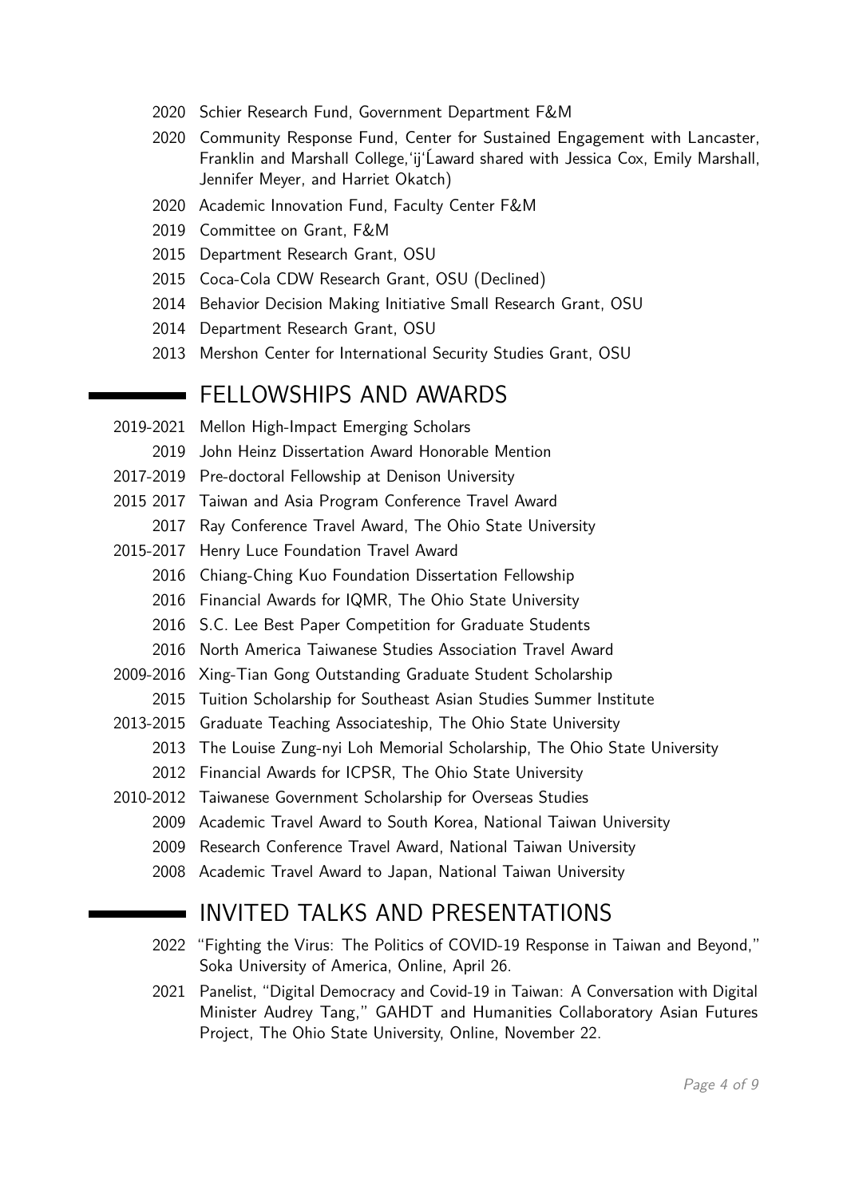- 2020 Schier Research Fund, Government Department F&M
- 2020 Community Response Fund, Center for Sustained Engagement with Lancaster, Franklin and Marshall College,'ij'Ĺaward shared with Jessica Cox, Emily Marshall, Jennifer Meyer, and Harriet Okatch)
- 2020 Academic Innovation Fund, Faculty Center F&M
- 2019 Committee on Grant, F&M
- 2015 Department Research Grant, OSU
- 2015 Coca-Cola CDW Research Grant, OSU (Declined)
- 2014 Behavior Decision Making Initiative Small Research Grant, OSU
- 2014 Department Research Grant, OSU
- 2013 Mershon Center for International Security Studies Grant, OSU

## FELLOWSHIPS AND AWARDS

- 2019-2021 Mellon High-Impact Emerging Scholars
- 2019 John Heinz Dissertation Award Honorable Mention
- 2017-2019 Pre-doctoral Fellowship at Denison University
- 2015 2017 Taiwan and Asia Program Conference Travel Award
- 2017 Ray Conference Travel Award, The Ohio State University
- 2015-2017 Henry Luce Foundation Travel Award
- 2016 Chiang-Ching Kuo Foundation Dissertation Fellowship
- 2016 Financial Awards for IQMR, The Ohio State University
- 2016 S.C. Lee Best Paper Competition for Graduate Students
- 2016 North America Taiwanese Studies Association Travel Award
- 2009-2016 Xing-Tian Gong Outstanding Graduate Student Scholarship
- 2015 Tuition Scholarship for Southeast Asian Studies Summer Institute
- 2013-2015 Graduate Teaching Associateship, The Ohio State University
- 2013 The Louise Zung-nyi Loh Memorial Scholarship, The Ohio State University
- 2012 Financial Awards for ICPSR, The Ohio State University
- 2010-2012 Taiwanese Government Scholarship for Overseas Studies
- 2009 Academic Travel Award to South Korea, National Taiwan University
- 2009 Research Conference Travel Award, National Taiwan University
- 2008 Academic Travel Award to Japan, National Taiwan University

## INVITED TALKS AND PRESENTATIONS

- 2022 "Fighting the Virus: The Politics of COVID-19 Response in Taiwan and Beyond," Soka University of America, Online, April 26.
- 2021 Panelist, "Digital Democracy and Covid-19 in Taiwan: A Conversation with Digital Minister Audrey Tang," GAHDT and Humanities Collaboratory Asian Futures Project, The Ohio State University, Online, November 22.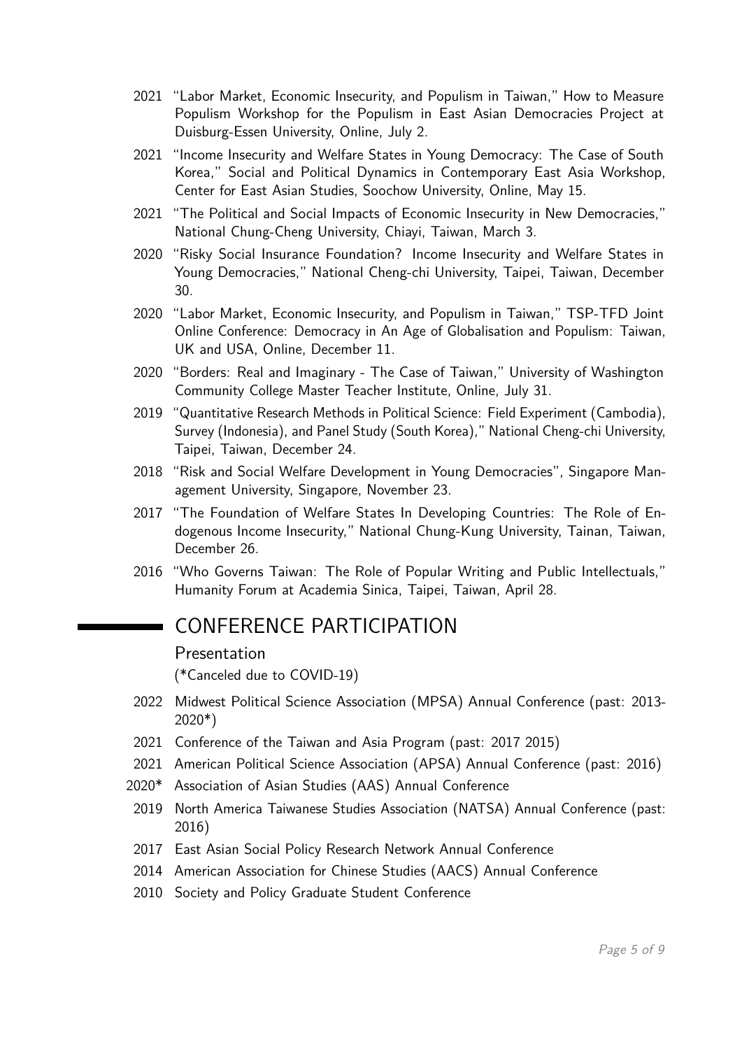2021 "Labor Market, Economic Insecurity, and Populism in Taiwan," How to Measure Populism Workshop for the Populism in East Asian Democracies Project at Duisburg-Essen University, Online, July 2.

2021 "Income Insecurity and Welfare States in Young Democracy: The Case of South Korea," Social and Political Dynamics in Contemporary East Asia Workshop, Center for East Asian Studies, Soochow University, Online, May 15.

2021 "The Political and Social Impacts of Economic Insecurity in New Democracies," National Chung-Cheng University, Chiayi, Taiwan, March 3.

2020 "Risky Social Insurance Foundation? Income Insecurity and Welfare States in Young Democracies," National Cheng-chi University, Taipei, Taiwan, December 30.

2020 "Labor Market, Economic Insecurity, and Populism in Taiwan," TSP-TFD Joint Online Conference: Democracy in An Age of Globalisation and Populism: Taiwan, UK and USA, Online, December 11.

2020 "Borders: Real and Imaginary - The Case of Taiwan," University of Washington Community College Master Teacher Institute, Online, July 31.

2019 "Quantitative Research Methods in Political Science: Field Experiment (Cambodia), Survey (Indonesia), and Panel Study (South Korea)," National Cheng-chi University, Taipei, Taiwan, December 24.

2018 "Risk and Social Welfare Development in Young Democracies", Singapore Management University, Singapore, November 23.

2017 "The Foundation of Welfare States In Developing Countries: The Role of Endogenous Income Insecurity," National Chung-Kung University, Tainan, Taiwan, December 26.

2016 "Who Governs Taiwan: The Role of Popular Writing and Public Intellectuals," Humanity Forum at Academia Sinica, Taipei, Taiwan, April 28.

## CONFERENCE PARTICIPATION

### Presentation

(*Canceled due to COVID-19)

2022 Midwest Political Science Association (MPSA) Annual Conference (past: 2013-2020*)

2021 Conference of the Taiwan and Asia Program (past: 2017 2015)

2021 American Political Science Association (APSA) Annual Conference (past: 2016)

2020* Association of Asian Studies (AAS) Annual Conference

2019 North America Taiwanese Studies Association (NATSA) Annual Conference (past: 2016)

2017 East Asian Social Policy Research Network Annual Conference

2014 American Association for Chinese Studies (AACS) Annual Conference

2010 Society and Policy Graduate Student Conference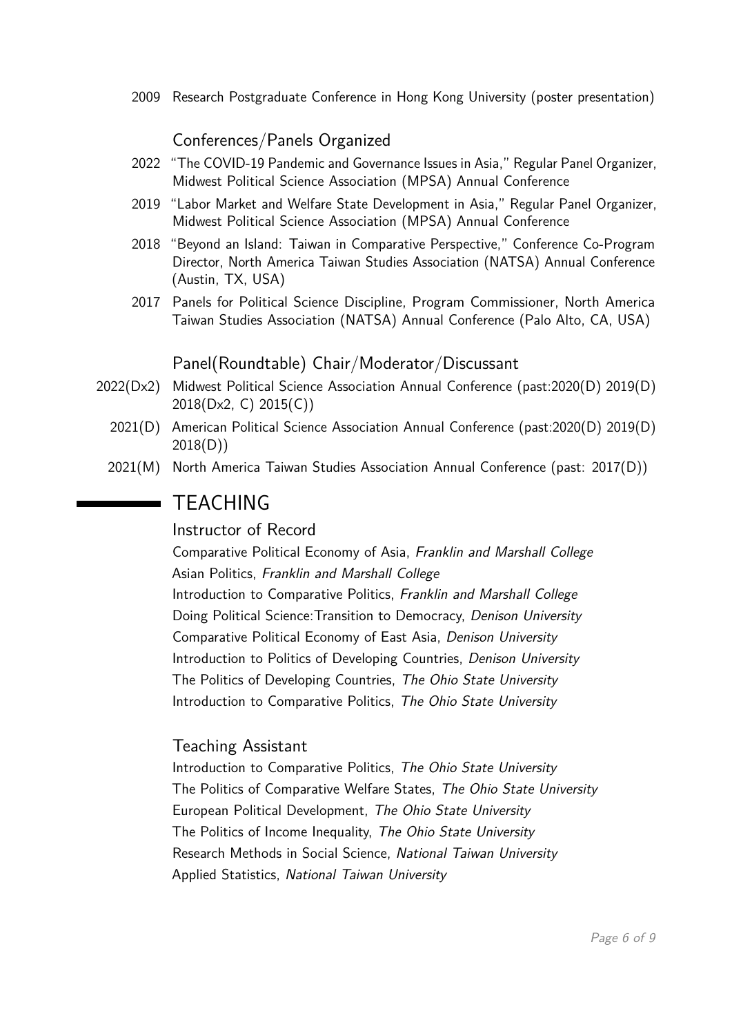2009 Research Postgraduate Conference in Hong Kong University (poster presentation)

### Conferences/Panels Organized

2022 "The COVID-19 Pandemic and Governance Issues in Asia," Regular Panel Organizer, Midwest Political Science Association (MPSA) Annual Conference

2019 "Labor Market and Welfare State Development in Asia," Regular Panel Organizer, Midwest Political Science Association (MPSA) Annual Conference

2018 "Beyond an Island: Taiwan in Comparative Perspective," Conference Co-Program Director, North America Taiwan Studies Association (NATSA) Annual Conference (Austin, TX, USA)

2017 Panels for Political Science Discipline, Program Commissioner, North America Taiwan Studies Association (NATSA) Annual Conference (Palo Alto, CA, USA)

### Panel(Roundtable) Chair/Moderator/Discussant

2022(Dx2) Midwest Political Science Association Annual Conference (past:2020(D) 2019(D) 2018(Dx2, C) 2015(C))

2021(D) American Political Science Association Annual Conference (past:2020(D) 2019(D) 2018(D))

2021(M) North America Taiwan Studies Association Annual Conference (past: 2017(D))

## TEACHING

### Instructor of Record

Comparative Political Economy of Asia, *Franklin and Marshall College*
Asian Politics, *Franklin and Marshall College*
Introduction to Comparative Politics, *Franklin and Marshall College*
Doing Political Science:Transition to Democracy, *Denison University*
Comparative Political Economy of East Asia, *Denison University*
Introduction to Politics of Developing Countries, *Denison University*
The Politics of Developing Countries, *The Ohio State University*
Introduction to Comparative Politics, *The Ohio State University*

### Teaching Assistant

Introduction to Comparative Politics, *The Ohio State University*
The Politics of Comparative Welfare States, *The Ohio State University*
European Political Development, *The Ohio State University*
The Politics of Income Inequality, *The Ohio State University*
Research Methods in Social Science, *National Taiwan University*
Applied Statistics, *National Taiwan University*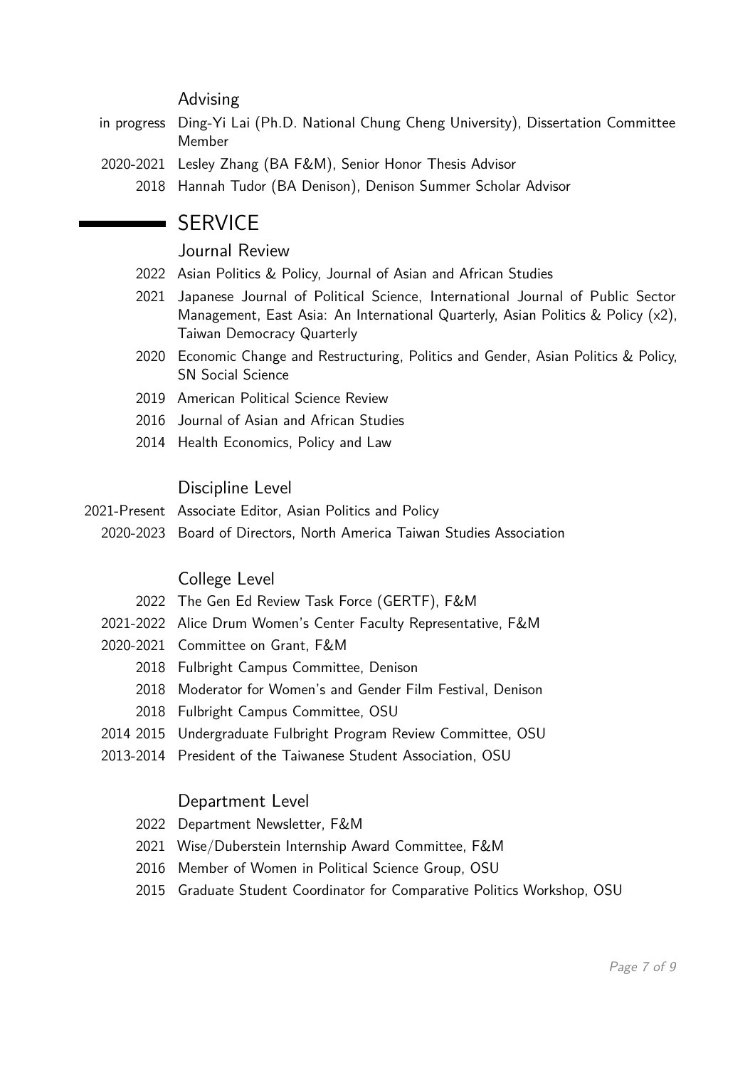### Advising

- in progress Ding-Yi Lai (Ph.D. National Chung Cheng University), Dissertation Committee Member
- 2020-2021 Lesley Zhang (BA F&M), Senior Honor Thesis Advisor
- 2018 Hannah Tudor (BA Denison), Denison Summer Scholar Advisor

## SERVICE

### Journal Review

- 2022 Asian Politics & Policy, Journal of Asian and African Studies
- 2021 Japanese Journal of Political Science, International Journal of Public Sector Management, East Asia: An International Quarterly, Asian Politics & Policy (x2), Taiwan Democracy Quarterly
- 2020 Economic Change and Restructuring, Politics and Gender, Asian Politics & Policy, SN Social Science
- 2019 American Political Science Review
- 2016 Journal of Asian and African Studies
- 2014 Health Economics, Policy and Law

### Discipline Level

- 2021-Present Associate Editor, Asian Politics and Policy
- 2020-2023 Board of Directors, North America Taiwan Studies Association

### College Level

- 2022 The Gen Ed Review Task Force (GERTF), F&M
- 2021-2022 Alice Drum Women's Center Faculty Representative, F&M
- 2020-2021 Committee on Grant, F&M
- 2018 Fulbright Campus Committee, Denison
- 2018 Moderator for Women's and Gender Film Festival, Denison
- 2018 Fulbright Campus Committee, OSU
- 2014 2015 Undergraduate Fulbright Program Review Committee, OSU
- 2013-2014 President of the Taiwanese Student Association, OSU

### Department Level

- 2022 Department Newsletter, F&M
- 2021 Wise/Duberstein Internship Award Committee, F&M
- 2016 Member of Women in Political Science Group, OSU
- 2015 Graduate Student Coordinator for Comparative Politics Workshop, OSU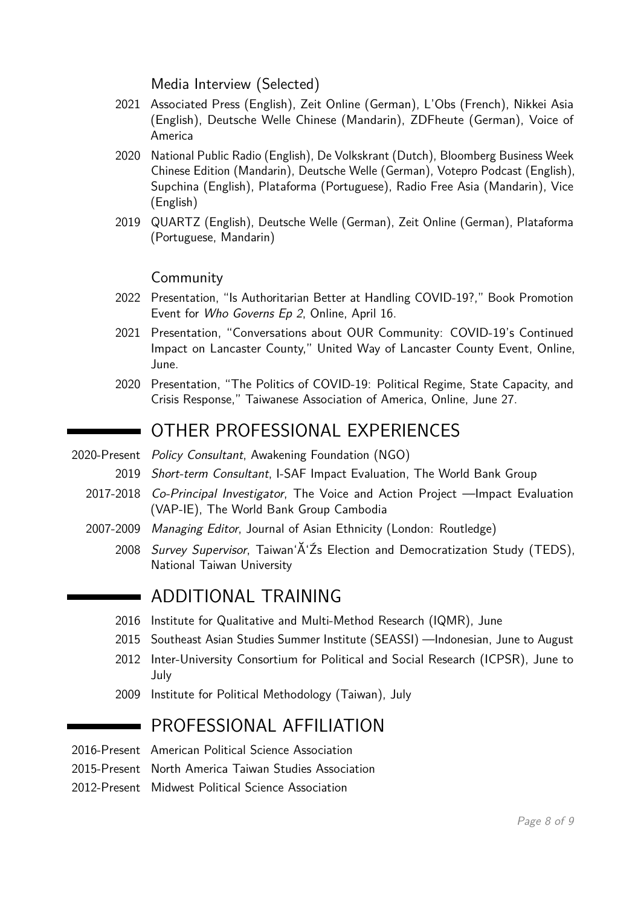### Media Interview (Selected)

- 2021 Associated Press (English), Zeit Online (German), L'Obs (French), Nikkei Asia (English), Deutsche Welle Chinese (Mandarin), ZDFheute (German), Voice of America
- 2020 National Public Radio (English), De Volkskrant (Dutch), Bloomberg Business Week Chinese Edition (Mandarin), Deutsche Welle (German), Votepro Podcast (English), Supchina (English), Plataforma (Portuguese), Radio Free Asia (Mandarin), Vice (English)
- 2019 QUARTZ (English), Deutsche Welle (German), Zeit Online (German), Plataforma (Portuguese, Mandarin)

### Community

- 2022 Presentation, "Is Authoritarian Better at Handling COVID-19?," Book Promotion Event for *Who Governs Ep 2*, Online, April 16.
- 2021 Presentation, "Conversations about OUR Community: COVID-19's Continued Impact on Lancaster County," United Way of Lancaster County Event, Online, June.
- 2020 Presentation, "The Politics of COVID-19: Political Regime, State Capacity, and Crisis Response," Taiwanese Association of America, Online, June 27.

## OTHER PROFESSIONAL EXPERIENCES

- 2020-Present *Policy Consultant*, Awakening Foundation (NGO)
- 2019 *Short-term Consultant*, I-SAF Impact Evaluation, The World Bank Group
- 2017-2018 *Co-Principal Investigator*, The Voice and Action Project —Impact Evaluation (VAP-IE), The World Bank Group Cambodia
- 2007-2009 *Managing Editor*, Journal of Asian Ethnicity (London: Routledge)
- 2008 *Survey Supervisor*, Taiwan'Ă'Źs Election and Democratization Study (TEDS), National Taiwan University

## ADDITIONAL TRAINING

- 2016 Institute for Qualitative and Multi-Method Research (IQMR), June
- 2015 Southeast Asian Studies Summer Institute (SEASSI) —Indonesian, June to August
- 2012 Inter-University Consortium for Political and Social Research (ICPSR), June to July
- 2009 Institute for Political Methodology (Taiwan), July

## PROFESSIONAL AFFILIATION

- 2016-Present American Political Science Association
- 2015-Present North America Taiwan Studies Association
- 2012-Present Midwest Political Science Association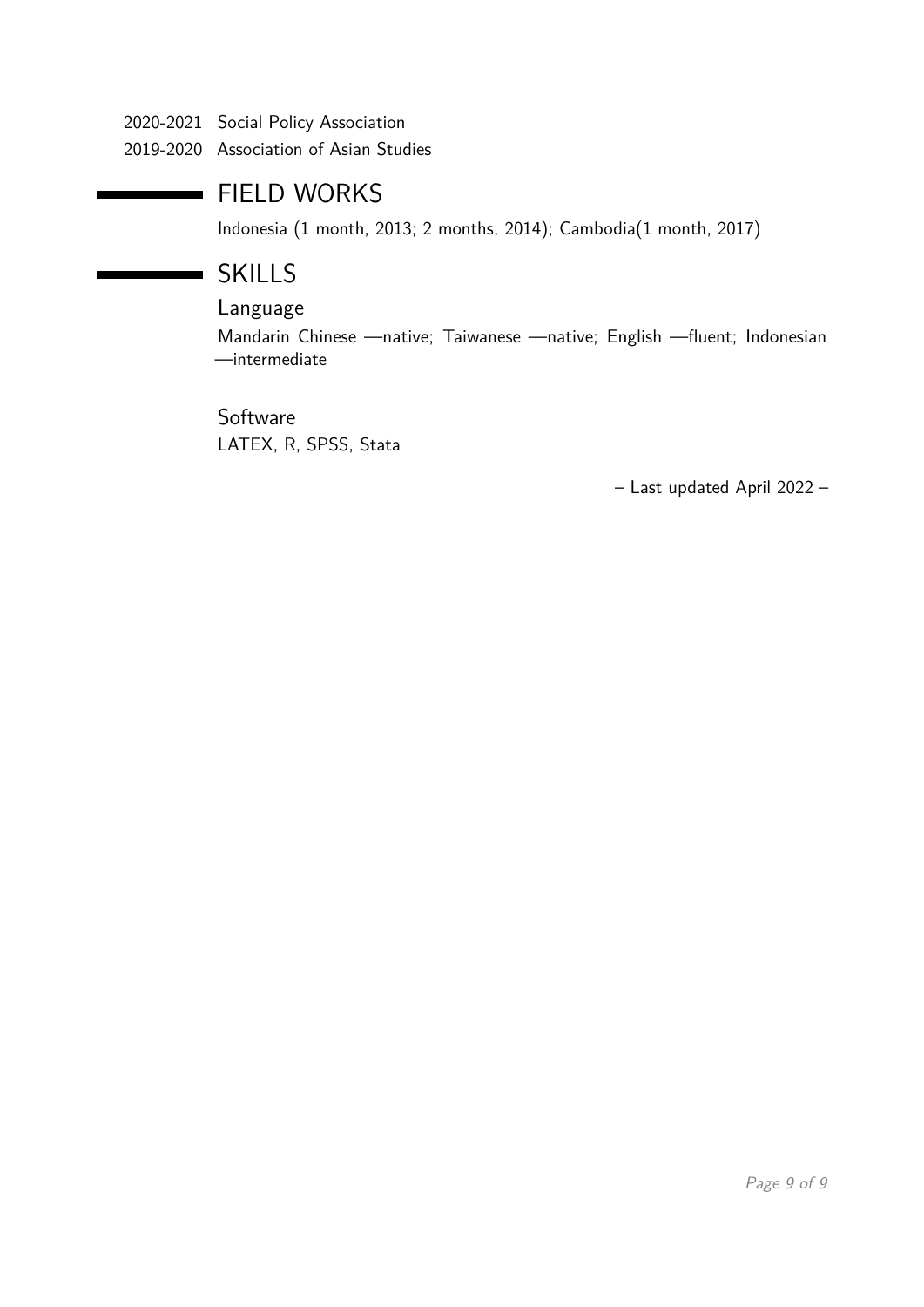2020-2021 Social Policy Association

2019-2020 Association of Asian Studies

## FIELD WORKS

Indonesia (1 month, 2013; 2 months, 2014); Cambodia(1 month, 2017)

## SKILLS

### Language

Mandarin Chinese —native; Taiwanese —native; English —fluent; Indonesian —intermediate

### Software

LATEX, R, SPSS, Stata

– Last updated April 2022 –